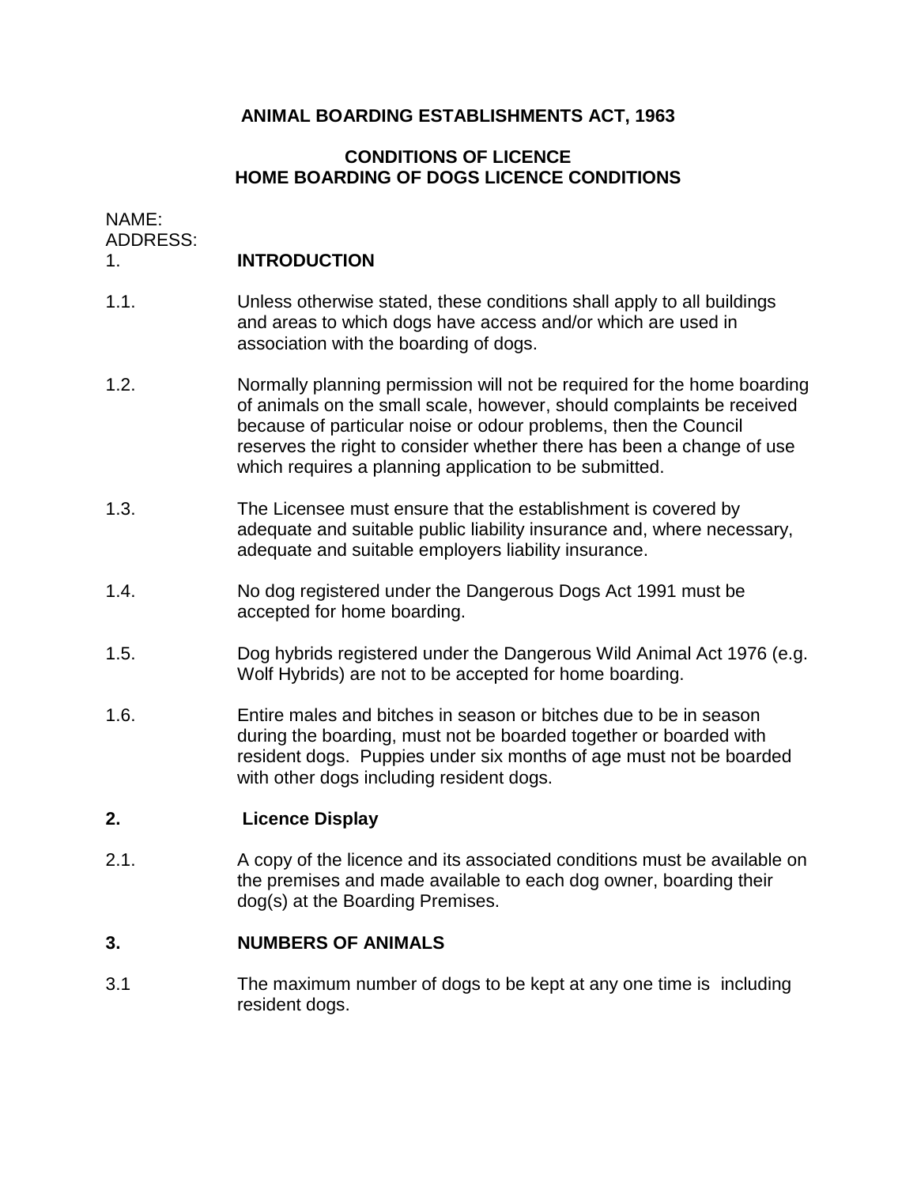# ANIMAL BOARDING ESTABLISHMENTS ACT, 1963

## CONDITIONS OF LICENCE
## HOME BOARDING OF DOGS LICENCE CONDITIONS

NAME:
ADDRESS:

## 1. INTRODUCTION

1.1. Unless otherwise stated, these conditions shall apply to all buildings and areas to which dogs have access and/or which are used in association with the boarding of dogs.

1.2. Normally planning permission will not be required for the home boarding of animals on the small scale, however, should complaints be received because of particular noise or odour problems, then the Council reserves the right to consider whether there has been a change of use which requires a planning application to be submitted.

1.3. The Licensee must ensure that the establishment is covered by adequate and suitable public liability insurance and, where necessary, adequate and suitable employers liability insurance.

1.4. No dog registered under the Dangerous Dogs Act 1991 must be accepted for home boarding.

1.5. Dog hybrids registered under the Dangerous Wild Animal Act 1976 (e.g. Wolf Hybrids) are not to be accepted for home boarding.

1.6. Entire males and bitches in season or bitches due to be in season during the boarding, must not be boarded together or boarded with resident dogs. Puppies under six months of age must not be boarded with other dogs including resident dogs.

## 2. Licence Display

2.1. A copy of the licence and its associated conditions must be available on the premises and made available to each dog owner, boarding their dog(s) at the Boarding Premises.

## 3. NUMBERS OF ANIMALS

3.1 The maximum number of dogs to be kept at any one time is including resident dogs.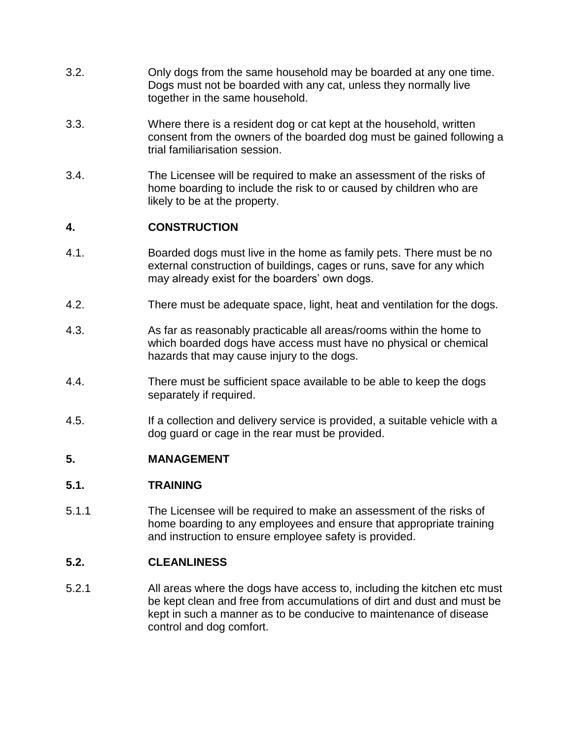3.2. Only dogs from the same household may be boarded at any one time. Dogs must not be boarded with any cat, unless they normally live together in the same household.

3.3. Where there is a resident dog or cat kept at the household, written consent from the owners of the boarded dog must be gained following a trial familiarisation session.

3.4. The Licensee will be required to make an assessment of the risks of home boarding to include the risk to or caused by children who are likely to be at the property.

## 4. CONSTRUCTION

4.1. Boarded dogs must live in the home as family pets. There must be no external construction of buildings, cages or runs, save for any which may already exist for the boarders' own dogs.

4.2. There must be adequate space, light, heat and ventilation for the dogs.

4.3. As far as reasonably practicable all areas/rooms within the home to which boarded dogs have access must have no physical or chemical hazards that may cause injury to the dogs.

4.4. There must be sufficient space available to be able to keep the dogs separately if required.

4.5. If a collection and delivery service is provided, a suitable vehicle with a dog guard or cage in the rear must be provided.

## 5. MANAGEMENT

### 5.1. TRAINING

5.1.1 The Licensee will be required to make an assessment of the risks of home boarding to any employees and ensure that appropriate training and instruction to ensure employee safety is provided.

### 5.2. CLEANLINESS

5.2.1 All areas where the dogs have access to, including the kitchen etc must be kept clean and free from accumulations of dirt and dust and must be kept in such a manner as to be conducive to maintenance of disease control and dog comfort.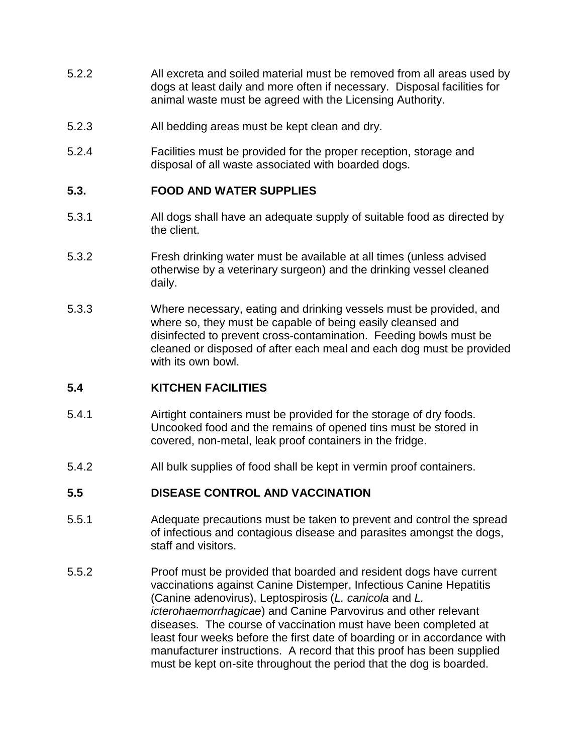5.2.2 All excreta and soiled material must be removed from all areas used by dogs at least daily and more often if necessary. Disposal facilities for animal waste must be agreed with the Licensing Authority.

5.2.3 All bedding areas must be kept clean and dry.

5.2.4 Facilities must be provided for the proper reception, storage and disposal of all waste associated with boarded dogs.

### 5.3. FOOD AND WATER SUPPLIES

5.3.1 All dogs shall have an adequate supply of suitable food as directed by the client.

5.3.2 Fresh drinking water must be available at all times (unless advised otherwise by a veterinary surgeon) and the drinking vessel cleaned daily.

5.3.3 Where necessary, eating and drinking vessels must be provided, and where so, they must be capable of being easily cleansed and disinfected to prevent cross-contamination. Feeding bowls must be cleaned or disposed of after each meal and each dog must be provided with its own bowl.

### 5.4 KITCHEN FACILITIES

5.4.1 Airtight containers must be provided for the storage of dry foods. Uncooked food and the remains of opened tins must be stored in covered, non-metal, leak proof containers in the fridge.

5.4.2 All bulk supplies of food shall be kept in vermin proof containers.

### 5.5 DISEASE CONTROL AND VACCINATION

5.5.1 Adequate precautions must be taken to prevent and control the spread of infectious and contagious disease and parasites amongst the dogs, staff and visitors.

5.5.2 Proof must be provided that boarded and resident dogs have current vaccinations against Canine Distemper, Infectious Canine Hepatitis (Canine adenovirus), Leptospirosis (*L. canicola* and *L. icterohaemorrhagicae*) and Canine Parvovirus and other relevant diseases. The course of vaccination must have been completed at least four weeks before the first date of boarding or in accordance with manufacturer instructions. A record that this proof has been supplied must be kept on-site throughout the period that the dog is boarded.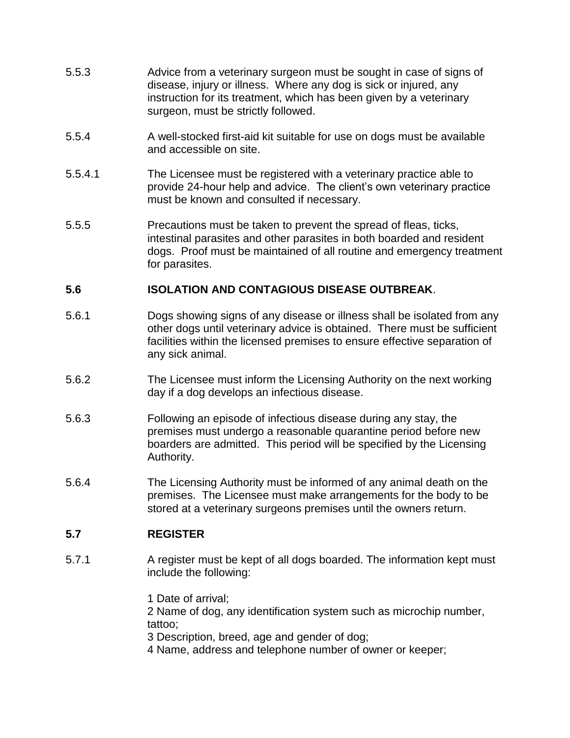5.5.3 Advice from a veterinary surgeon must be sought in case of signs of disease, injury or illness. Where any dog is sick or injured, any instruction for its treatment, which has been given by a veterinary surgeon, must be strictly followed.

5.5.4 A well-stocked first-aid kit suitable for use on dogs must be available and accessible on site.

5.5.4.1 The Licensee must be registered with a veterinary practice able to provide 24-hour help and advice. The client's own veterinary practice must be known and consulted if necessary.

5.5.5 Precautions must be taken to prevent the spread of fleas, ticks, intestinal parasites and other parasites in both boarded and resident dogs. Proof must be maintained of all routine and emergency treatment for parasites.

## 5.6 ISOLATION AND CONTAGIOUS DISEASE OUTBREAK.

5.6.1 Dogs showing signs of any disease or illness shall be isolated from any other dogs until veterinary advice is obtained. There must be sufficient facilities within the licensed premises to ensure effective separation of any sick animal.

5.6.2 The Licensee must inform the Licensing Authority on the next working day if a dog develops an infectious disease.

5.6.3 Following an episode of infectious disease during any stay, the premises must undergo a reasonable quarantine period before new boarders are admitted. This period will be specified by the Licensing Authority.

5.6.4 The Licensing Authority must be informed of any animal death on the premises. The Licensee must make arrangements for the body to be stored at a veterinary surgeons premises until the owners return.

## 5.7 REGISTER

5.7.1 A register must be kept of all dogs boarded. The information kept must include the following:

1 Date of arrival;
2 Name of dog, any identification system such as microchip number, tattoo;
3 Description, breed, age and gender of dog;
4 Name, address and telephone number of owner or keeper;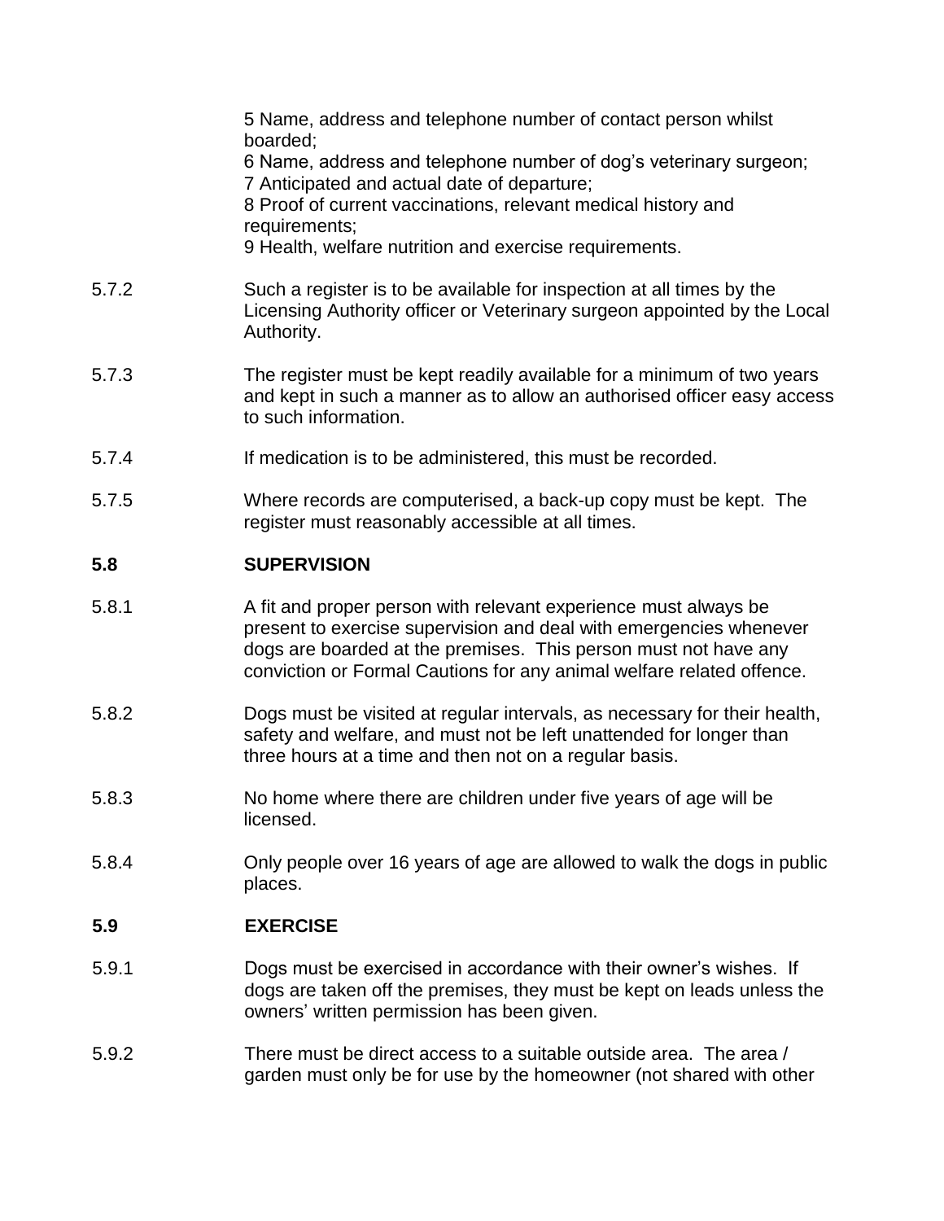5 Name, address and telephone number of contact person whilst boarded;
6 Name, address and telephone number of dog's veterinary surgeon;
7 Anticipated and actual date of departure;
8 Proof of current vaccinations, relevant medical history and requirements;
9 Health, welfare nutrition and exercise requirements.

5.7.2 Such a register is to be available for inspection at all times by the Licensing Authority officer or Veterinary surgeon appointed by the Local Authority.

5.7.3 The register must be kept readily available for a minimum of two years and kept in such a manner as to allow an authorised officer easy access to such information.

5.7.4 If medication is to be administered, this must be recorded.

5.7.5 Where records are computerised, a back-up copy must be kept. The register must reasonably accessible at all times.

## 5.8 SUPERVISION

5.8.1 A fit and proper person with relevant experience must always be present to exercise supervision and deal with emergencies whenever dogs are boarded at the premises. This person must not have any conviction or Formal Cautions for any animal welfare related offence.

5.8.2 Dogs must be visited at regular intervals, as necessary for their health, safety and welfare, and must not be left unattended for longer than three hours at a time and then not on a regular basis.

5.8.3 No home where there are children under five years of age will be licensed.

5.8.4 Only people over 16 years of age are allowed to walk the dogs in public places.

## 5.9 EXERCISE

5.9.1 Dogs must be exercised in accordance with their owner's wishes. If dogs are taken off the premises, they must be kept on leads unless the owners' written permission has been given.

5.9.2 There must be direct access to a suitable outside area. The area / garden must only be for use by the homeowner (not shared with other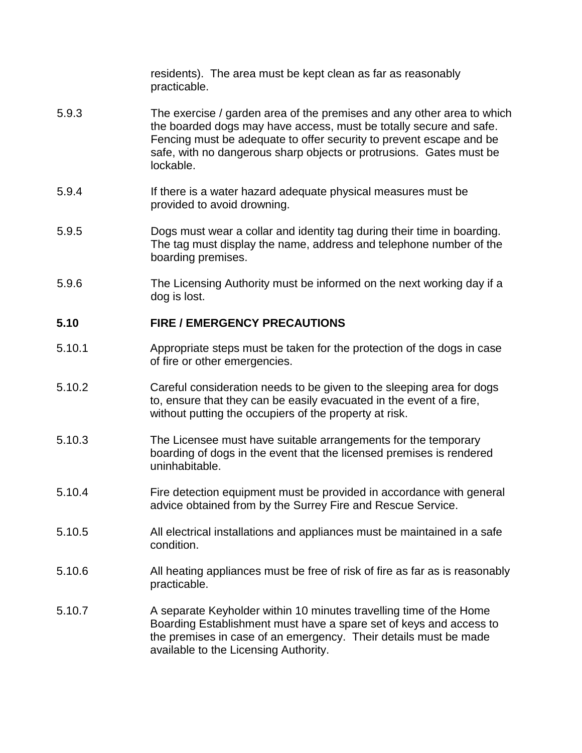residents). The area must be kept clean as far as reasonably practicable.

5.9.3 The exercise / garden area of the premises and any other area to which the boarded dogs may have access, must be totally secure and safe. Fencing must be adequate to offer security to prevent escape and be safe, with no dangerous sharp objects or protrusions. Gates must be lockable.

5.9.4 If there is a water hazard adequate physical measures must be provided to avoid drowning.

5.9.5 Dogs must wear a collar and identity tag during their time in boarding. The tag must display the name, address and telephone number of the boarding premises.

5.9.6 The Licensing Authority must be informed on the next working day if a dog is lost.

**5.10 FIRE / EMERGENCY PRECAUTIONS**

5.10.1 Appropriate steps must be taken for the protection of the dogs in case of fire or other emergencies.

5.10.2 Careful consideration needs to be given to the sleeping area for dogs to, ensure that they can be easily evacuated in the event of a fire, without putting the occupiers of the property at risk.

5.10.3 The Licensee must have suitable arrangements for the temporary boarding of dogs in the event that the licensed premises is rendered uninhabitable.

5.10.4 Fire detection equipment must be provided in accordance with general advice obtained from by the Surrey Fire and Rescue Service.

5.10.5 All electrical installations and appliances must be maintained in a safe condition.

5.10.6 All heating appliances must be free of risk of fire as far as is reasonably practicable.

5.10.7 A separate Keyholder within 10 minutes travelling time of the Home Boarding Establishment must have a spare set of keys and access to the premises in case of an emergency. Their details must be made available to the Licensing Authority.